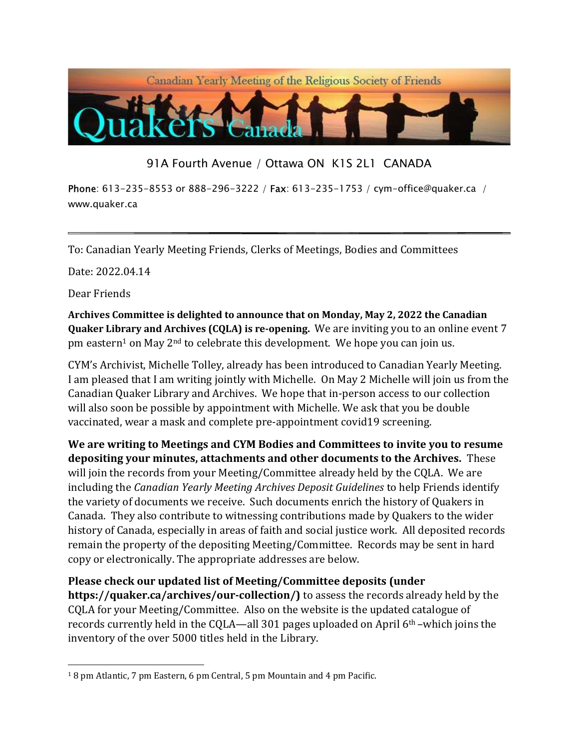Canadian Yearly Meeting of the Religious Society of Friends

Quakers Canada

91A Fourth Avenue / Ottawa ON K1S 2L1 CANADA

**Phone**: 613-235-8553 or 888-296-3222 / **Fax**: 613-235-1753 / cym-office@quaker.ca / www.quaker.ca

---

To: Canadian Yearly Meeting Friends, Clerks of Meetings, Bodies and Committees

Date: 2022.04.14

Dear Friends

**Archives Committee is delighted to announce that on Monday, May 2, 2022 the Canadian Quaker Library and Archives (CQLA) is re-opening.** We are inviting you to an online event 7 pm eastern[1] on May 2nd to celebrate this development. We hope you can join us.

CYM's Archivist, Michelle Tolley, already has been introduced to Canadian Yearly Meeting. I am pleased that I am writing jointly with Michelle. On May 2 Michelle will join us from the Canadian Quaker Library and Archives. We hope that in-person access to our collection will also soon be possible by appointment with Michelle. We ask that you be double vaccinated, wear a mask and complete pre-appointment covid19 screening.

**We are writing to Meetings and CYM Bodies and Committees to invite you to resume depositing your minutes, attachments and other documents to the Archives.** These will join the records from your Meeting/Committee already held by the CQLA. We are including the *Canadian Yearly Meeting Archives Deposit Guidelines* to help Friends identify the variety of documents we receive. Such documents enrich the history of Quakers in Canada. They also contribute to witnessing contributions made by Quakers to the wider history of Canada, especially in areas of faith and social justice work. All deposited records remain the property of the depositing Meeting/Committee. Records may be sent in hard copy or electronically. The appropriate addresses are below.

**Please check our updated list of Meeting/Committee deposits (under https://quaker.ca/archives/our-collection/)** to assess the records already held by the CQLA for your Meeting/Committee. Also on the website is the updated catalogue of records currently held in the CQLA—all 301 pages uploaded on April 6th –which joins the inventory of the over 5000 titles held in the Library.

---

[1] 8 pm Atlantic, 7 pm Eastern, 6 pm Central, 5 pm Mountain and 4 pm Pacific.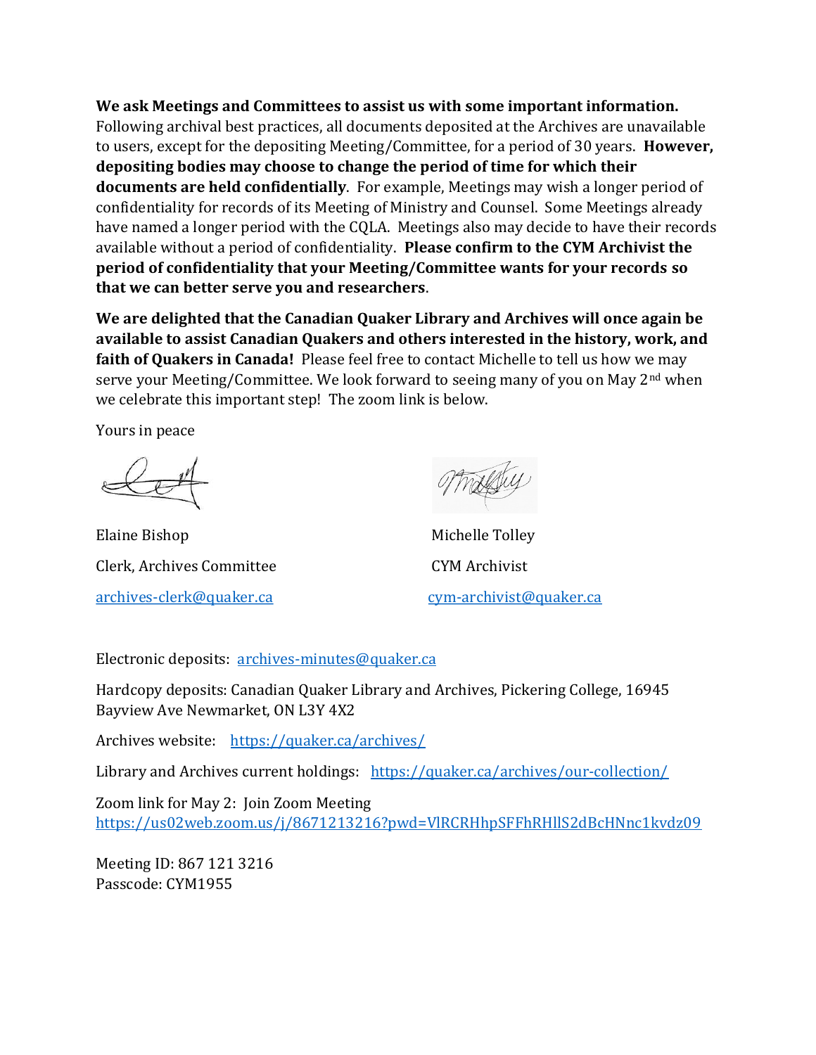**We ask Meetings and Committees to assist us with some important information.** Following archival best practices, all documents deposited at the Archives are unavailable to users, except for the depositing Meeting/Committee, for a period of 30 years. **However, depositing bodies may choose to change the period of time for which their documents are held confidentially**. For example, Meetings may wish a longer period of confidentiality for records of its Meeting of Ministry and Counsel. Some Meetings already have named a longer period with the CQLA. Meetings also may decide to have their records available without a period of confidentiality. **Please confirm to the CYM Archivist the period of confidentiality that your Meeting/Committee wants for your records so that we can better serve you and researchers**.

**We are delighted that the Canadian Quaker Library and Archives will once again be available to assist Canadian Quakers and others interested in the history, work, and faith of Quakers in Canada!** Please feel free to contact Michelle to tell us how we may serve your Meeting/Committee. We look forward to seeing many of you on May 2nd when we celebrate this important step! The zoom link is below.

Yours in peace

Elaine Bishop
Clerk, Archives Committee
archives-clerk@quaker.ca

Michelle Tolley
CYM Archivist
cym-archivist@quaker.ca

Electronic deposits: archives-minutes@quaker.ca

Hardcopy deposits: Canadian Quaker Library and Archives, Pickering College, 16945 Bayview Ave Newmarket, ON L3Y 4X2

Archives website: https://quaker.ca/archives/

Library and Archives current holdings: https://quaker.ca/archives/our-collection/

Zoom link for May 2: Join Zoom Meeting
https://us02web.zoom.us/j/8671213216?pwd=VlRCRHhpSFFhRHlIS2dBcHNnc1kvdz09

Meeting ID: 867 121 3216
Passcode: CYM1955